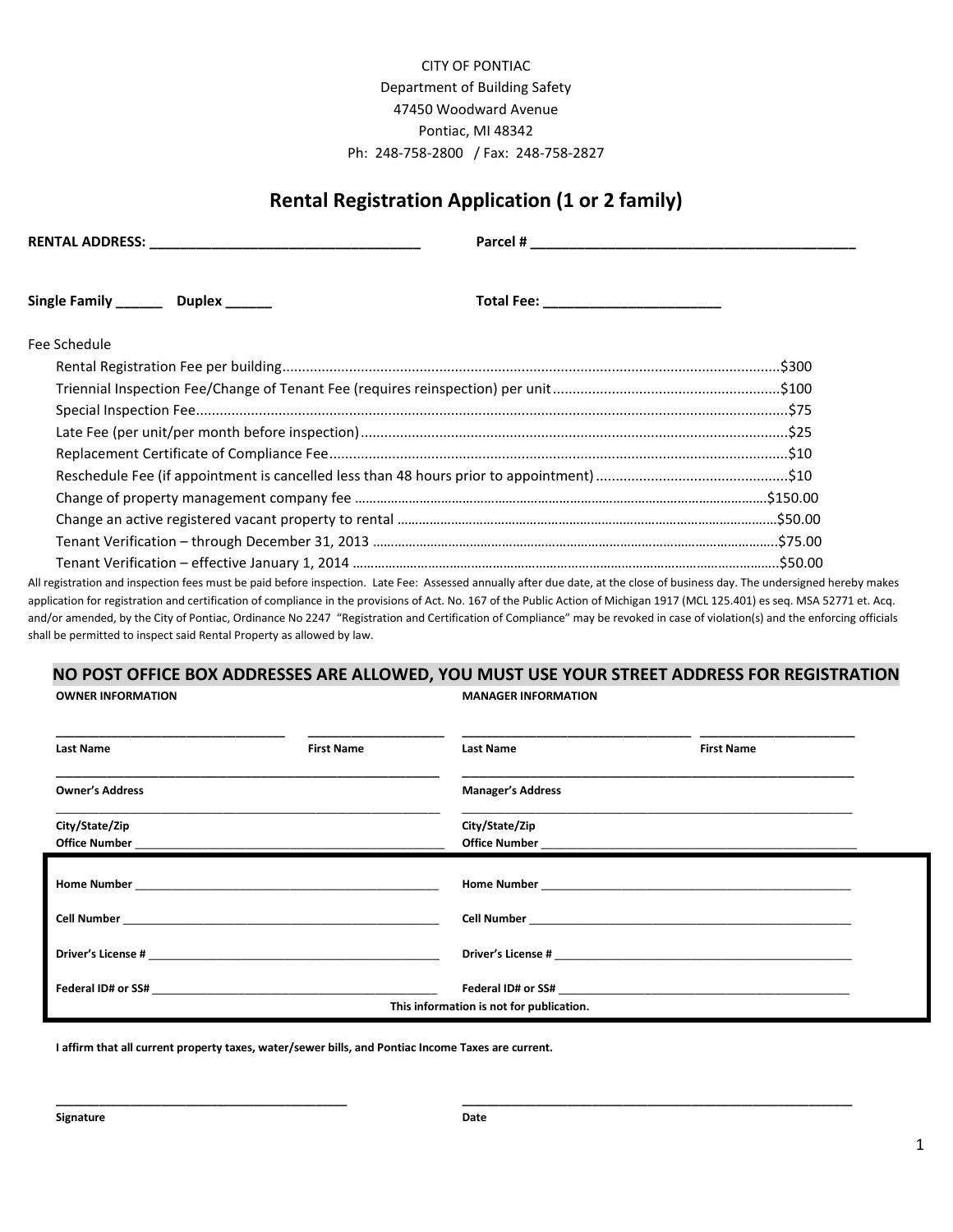CITY OF PONTIAC
Department of Building Safety
47450 Woodward Avenue
Pontiac, MI 48342
Ph: 248-758-2800 / Fax: 248-758-2827

# Rental Registration Application (1 or 2 family)

**RENTAL ADDRESS:** ___________________________________ **Parcel #** ___________________________________________

**Single Family** ______ **Duplex** ______ **Total Fee:** _______________________

Fee Schedule

| Fee | Amount |
|---|---|
| Rental Registration Fee per building | $300 |
| Triennial Inspection Fee/Change of Tenant Fee (requires reinspection) per unit | $100 |
| Special Inspection Fee | $75 |
| Late Fee (per unit/per month before inspection) | $25 |
| Replacement Certificate of Compliance Fee | $10 |
| Reschedule Fee (if appointment is cancelled less than 48 hours prior to appointment) | $10 |
| Change of property management company fee | $150.00 |
| Change an active registered vacant property to rental | $50.00 |
| Tenant Verification – through December 31, 2013 | $75.00 |
| Tenant Verification – effective January 1, 2014 | $50.00 |

All registration and inspection fees must be paid before inspection. Late Fee: Assessed annually after due date, at the close of business day. The undersigned hereby makes application for registration and certification of compliance in the provisions of Act. No. 167 of the Public Action of Michigan 1917 (MCL 125.401) es seq. MSA 52771 et. Acq. and/or amended, by the City of Pontiac, Ordinance No 2247 "Registration and Certification of Compliance" may be revoked in case of violation(s) and the enforcing officials shall be permitted to inspect said Rental Property as allowed by law.

**NO POST OFFICE BOX ADDRESSES ARE ALLOWED, YOU MUST USE YOUR STREET ADDRESS FOR REGISTRATION**

| OWNER INFORMATION | | MANAGER INFORMATION | |
|---|---|---|---|
| **Last Name** | **First Name** | **Last Name** | **First Name** |
| **Owner's Address** | | **Manager's Address** | |
| **City/State/Zip** | | **City/State/Zip** | |
| **Office Number** | | **Office Number** | |
| **Home Number** | | **Home Number** | |
| **Cell Number** | | **Cell Number** | |
| **Driver's License #** | | **Driver's License #** | |
| **Federal ID# or SS#** | | **Federal ID# or SS#** | |

**This information is not for publication.**

**I affirm that all current property taxes, water/sewer bills, and Pontiac Income Taxes are current.**

___________________________________________ ___________________________________________

**Signature** **Date**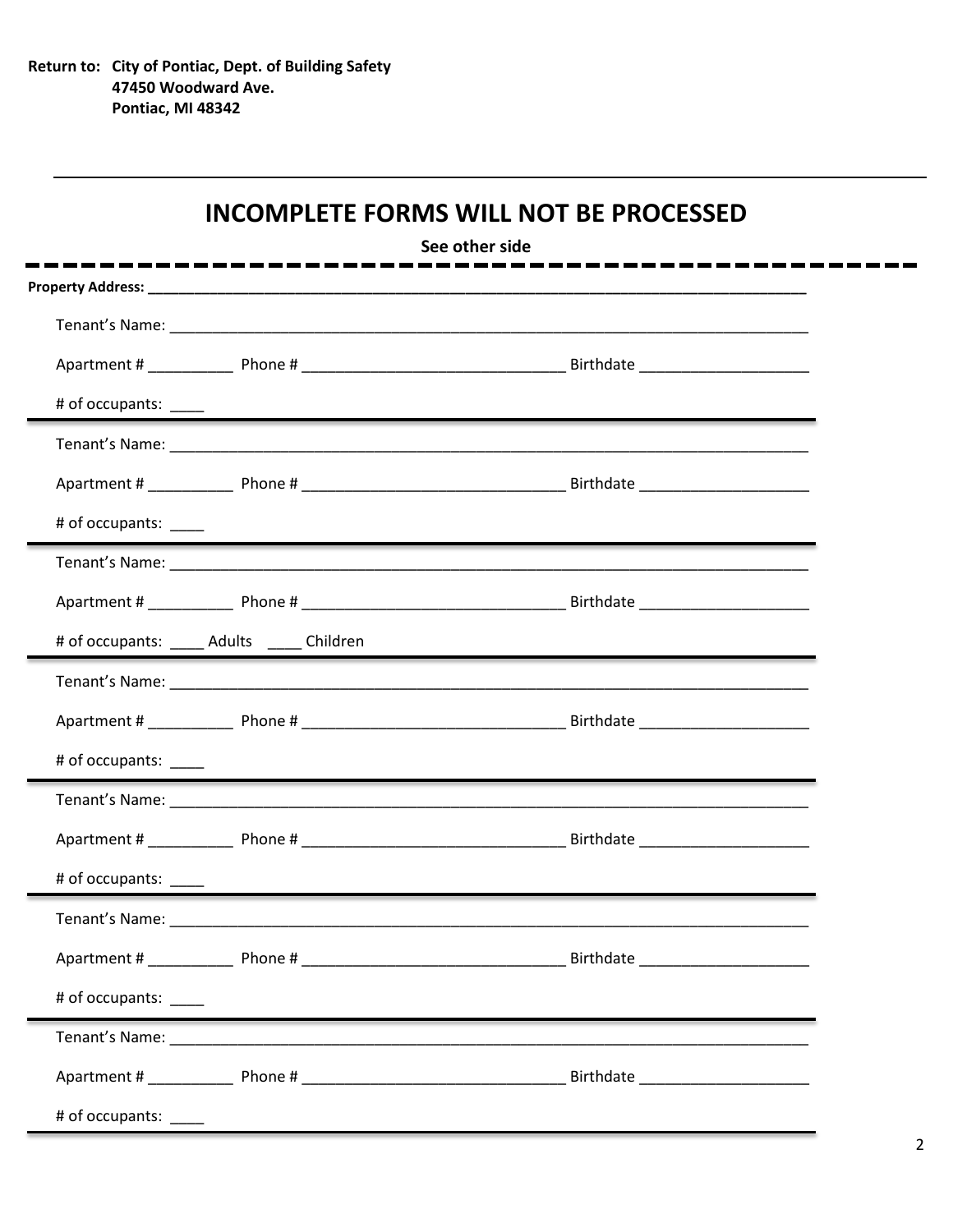**Return to: City of Pontiac, Dept. of Building Safety**
**47450 Woodward Ave.**
**Pontiac, MI 48342**

---

## INCOMPLETE FORMS WILL NOT BE PROCESSED

**See other side**

---

**Property Address: ___________________________________________________________________________________**

Tenant's Name: ________________________________________________________________________________

Apartment # __________ Phone # _______________________________ Birthdate ____________________

# of occupants: ____

---

Tenant's Name: ________________________________________________________________________________

Apartment # __________ Phone # _______________________________ Birthdate ____________________

# of occupants: ____

---

Tenant's Name: ________________________________________________________________________________

Apartment # __________ Phone # _______________________________ Birthdate ____________________

# of occupants: ____ Adults ____ Children

---

Tenant's Name: ________________________________________________________________________________

Apartment # __________ Phone # _______________________________ Birthdate ____________________

# of occupants: ____

---

Tenant's Name: ________________________________________________________________________________

Apartment # __________ Phone # _______________________________ Birthdate ____________________

# of occupants: ____

---

Tenant's Name: ________________________________________________________________________________

Apartment # __________ Phone # _______________________________ Birthdate ____________________

# of occupants: ____

---

Tenant's Name: ________________________________________________________________________________

Apartment # __________ Phone # _______________________________ Birthdate ____________________

# of occupants: ____

---